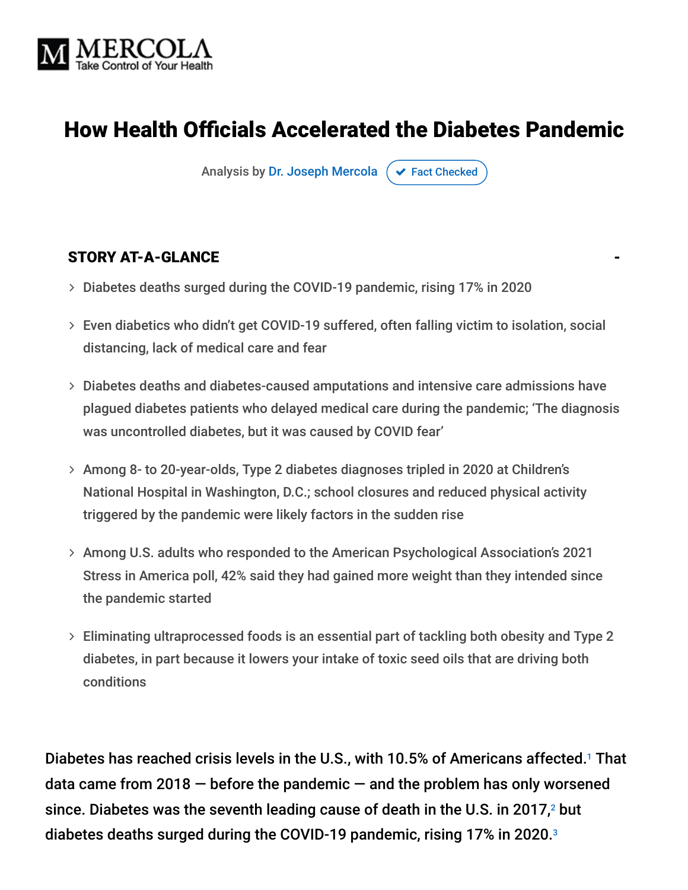MERCOLA
Take Control of Your Health

# How Health Officials Accelerated the Diabetes Pandemic

Analysis by Dr. Joseph Mercola ✔ Fact Checked

## STORY AT-A-GLANCE

- Diabetes deaths surged during the COVID-19 pandemic, rising 17% in 2020
- Even diabetics who didn't get COVID-19 suffered, often falling victim to isolation, social distancing, lack of medical care and fear
- Diabetes deaths and diabetes-caused amputations and intensive care admissions have plagued diabetes patients who delayed medical care during the pandemic; 'The diagnosis was uncontrolled diabetes, but it was caused by COVID fear'
- Among 8- to 20-year-olds, Type 2 diabetes diagnoses tripled in 2020 at Children's National Hospital in Washington, D.C.; school closures and reduced physical activity triggered by the pandemic were likely factors in the sudden rise
- Among U.S. adults who responded to the American Psychological Association's 2021 Stress in America poll, 42% said they had gained more weight than they intended since the pandemic started
- Eliminating ultraprocessed foods is an essential part of tackling both obesity and Type 2 diabetes, in part because it lowers your intake of toxic seed oils that are driving both conditions

Diabetes has reached crisis levels in the U.S., with 10.5% of Americans affected.[1] That data came from 2018 — before the pandemic — and the problem has only worsened since. Diabetes was the seventh leading cause of death in the U.S. in 2017,[2] but diabetes deaths surged during the COVID-19 pandemic, rising 17% in 2020.[3]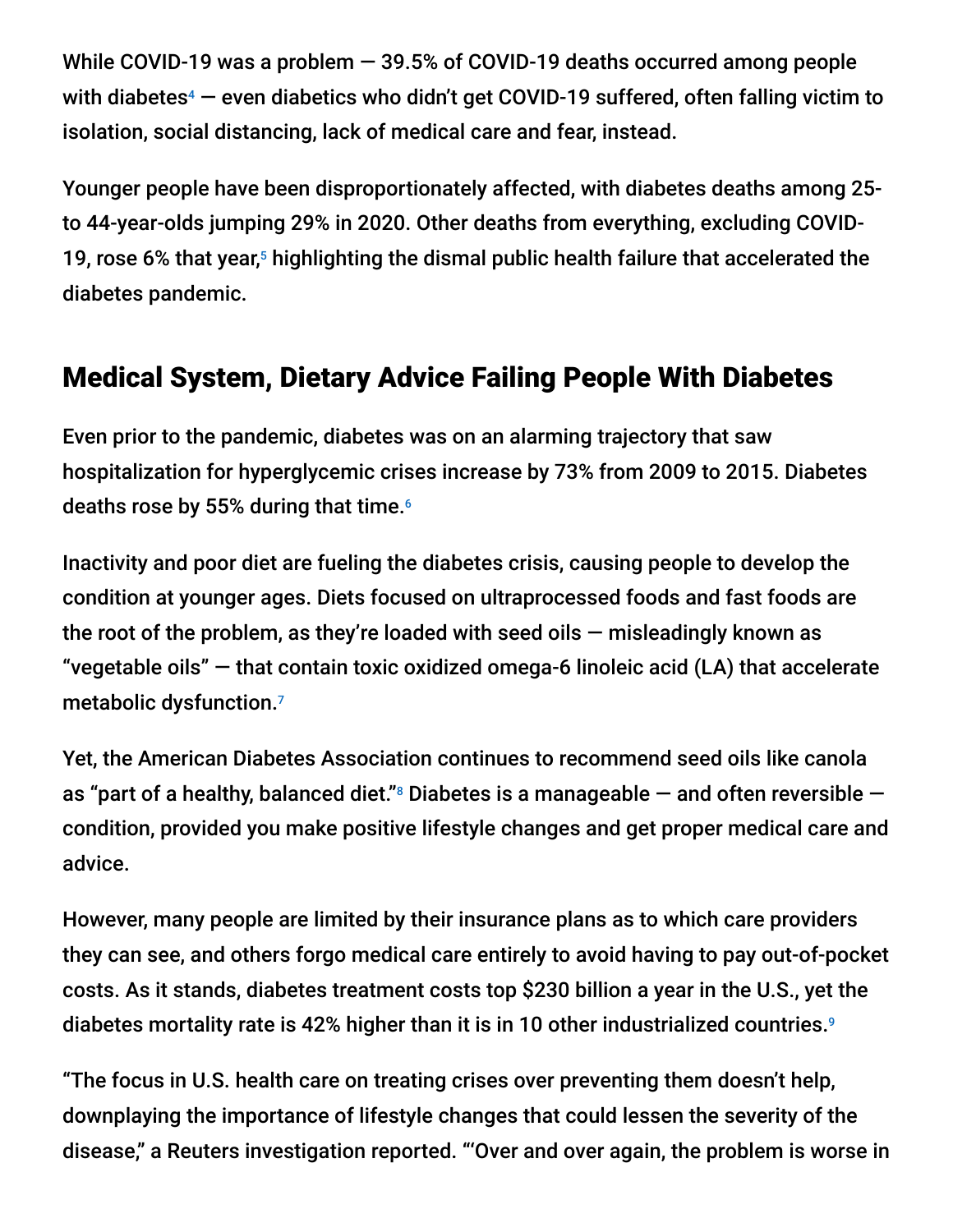While COVID-19 was a problem — 39.5% of COVID-19 deaths occurred among people with diabetes[4] — even diabetics who didn't get COVID-19 suffered, often falling victim to isolation, social distancing, lack of medical care and fear, instead.

Younger people have been disproportionately affected, with diabetes deaths among 25- to 44-year-olds jumping 29% in 2020. Other deaths from everything, excluding COVID-19, rose 6% that year,[5] highlighting the dismal public health failure that accelerated the diabetes pandemic.

## Medical System, Dietary Advice Failing People With Diabetes

Even prior to the pandemic, diabetes was on an alarming trajectory that saw hospitalization for hyperglycemic crises increase by 73% from 2009 to 2015. Diabetes deaths rose by 55% during that time.[6]

Inactivity and poor diet are fueling the diabetes crisis, causing people to develop the condition at younger ages. Diets focused on ultraprocessed foods and fast foods are the root of the problem, as they're loaded with seed oils — misleadingly known as "vegetable oils" — that contain toxic oxidized omega-6 linoleic acid (LA) that accelerate metabolic dysfunction.[7]

Yet, the American Diabetes Association continues to recommend seed oils like canola as "part of a healthy, balanced diet."[8] Diabetes is a manageable — and often reversible — condition, provided you make positive lifestyle changes and get proper medical care and advice.

However, many people are limited by their insurance plans as to which care providers they can see, and others forgo medical care entirely to avoid having to pay out-of-pocket costs. As it stands, diabetes treatment costs top $230 billion a year in the U.S., yet the diabetes mortality rate is 42% higher than it is in 10 other industrialized countries.[9]

"The focus in U.S. health care on treating crises over preventing them doesn't help, downplaying the importance of lifestyle changes that could lessen the severity of the disease," a Reuters investigation reported. "'Over and over again, the problem is worse in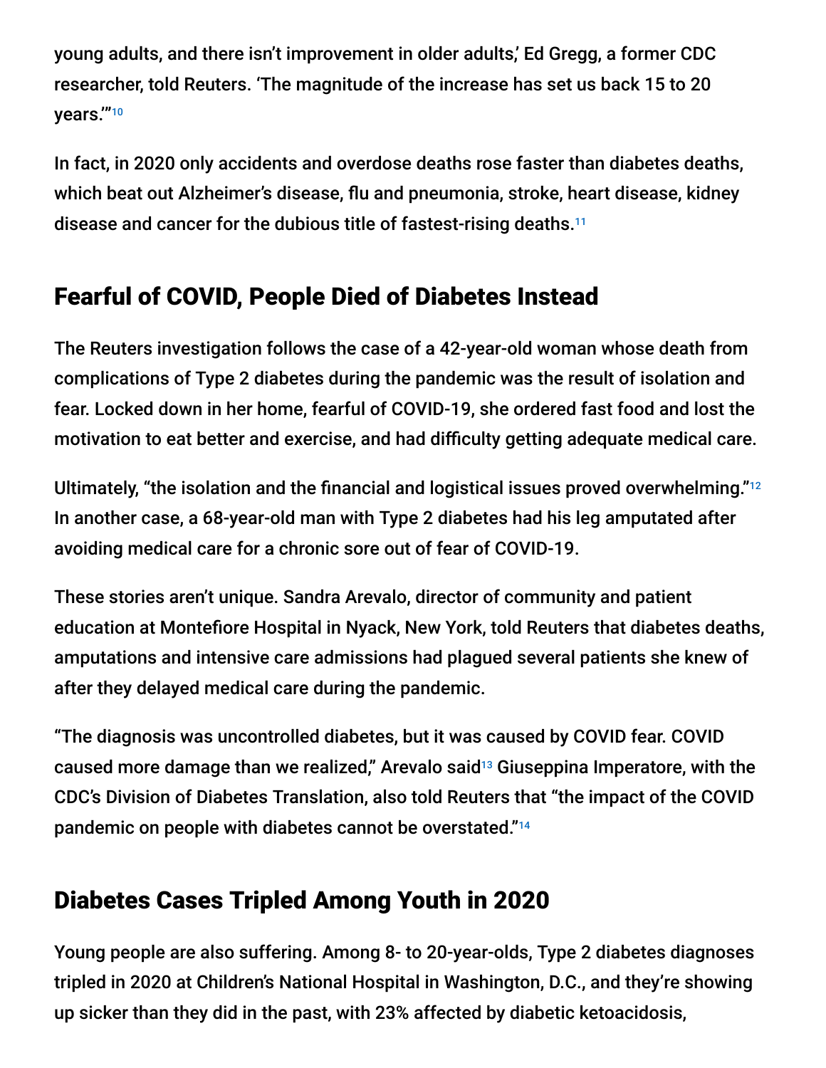young adults, and there isn't improvement in older adults,' Ed Gregg, a former CDC researcher, told Reuters. 'The magnitude of the increase has set us back 15 to 20 years.'"[10]

In fact, in 2020 only accidents and overdose deaths rose faster than diabetes deaths, which beat out Alzheimer's disease, flu and pneumonia, stroke, heart disease, kidney disease and cancer for the dubious title of fastest-rising deaths.[11]

## Fearful of COVID, People Died of Diabetes Instead

The Reuters investigation follows the case of a 42-year-old woman whose death from complications of Type 2 diabetes during the pandemic was the result of isolation and fear. Locked down in her home, fearful of COVID-19, she ordered fast food and lost the motivation to eat better and exercise, and had difficulty getting adequate medical care.

Ultimately, "the isolation and the financial and logistical issues proved overwhelming."[12] In another case, a 68-year-old man with Type 2 diabetes had his leg amputated after avoiding medical care for a chronic sore out of fear of COVID-19.

These stories aren't unique. Sandra Arevalo, director of community and patient education at Montefiore Hospital in Nyack, New York, told Reuters that diabetes deaths, amputations and intensive care admissions had plagued several patients she knew of after they delayed medical care during the pandemic.

"The diagnosis was uncontrolled diabetes, but it was caused by COVID fear. COVID caused more damage than we realized," Arevalo said[13] Giuseppina Imperatore, with the CDC's Division of Diabetes Translation, also told Reuters that "the impact of the COVID pandemic on people with diabetes cannot be overstated."[14]

## Diabetes Cases Tripled Among Youth in 2020

Young people are also suffering. Among 8- to 20-year-olds, Type 2 diabetes diagnoses tripled in 2020 at Children's National Hospital in Washington, D.C., and they're showing up sicker than they did in the past, with 23% affected by diabetic ketoacidosis,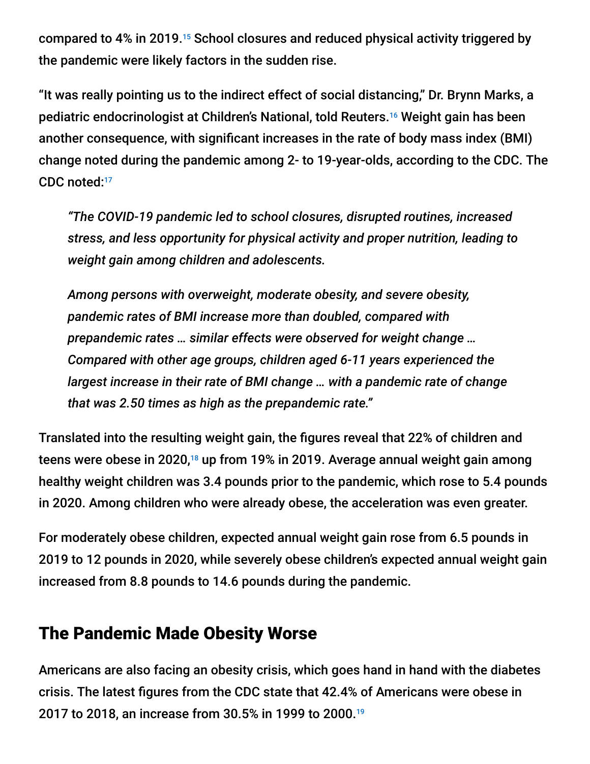compared to 4% in 2019.[15] School closures and reduced physical activity triggered by the pandemic were likely factors in the sudden rise.

"It was really pointing us to the indirect effect of social distancing," Dr. Brynn Marks, a pediatric endocrinologist at Children's National, told Reuters.[16] Weight gain has been another consequence, with significant increases in the rate of body mass index (BMI) change noted during the pandemic among 2- to 19-year-olds, according to the CDC. The CDC noted:[17]

> *"The COVID-19 pandemic led to school closures, disrupted routines, increased stress, and less opportunity for physical activity and proper nutrition, leading to weight gain among children and adolescents.*
>
> *Among persons with overweight, moderate obesity, and severe obesity, pandemic rates of BMI increase more than doubled, compared with prepandemic rates … similar effects were observed for weight change … Compared with other age groups, children aged 6-11 years experienced the largest increase in their rate of BMI change … with a pandemic rate of change that was 2.50 times as high as the prepandemic rate."*

Translated into the resulting weight gain, the figures reveal that 22% of children and teens were obese in 2020,[18] up from 19% in 2019. Average annual weight gain among healthy weight children was 3.4 pounds prior to the pandemic, which rose to 5.4 pounds in 2020. Among children who were already obese, the acceleration was even greater.

For moderately obese children, expected annual weight gain rose from 6.5 pounds in 2019 to 12 pounds in 2020, while severely obese children's expected annual weight gain increased from 8.8 pounds to 14.6 pounds during the pandemic.

## The Pandemic Made Obesity Worse

Americans are also facing an obesity crisis, which goes hand in hand with the diabetes crisis. The latest figures from the CDC state that 42.4% of Americans were obese in 2017 to 2018, an increase from 30.5% in 1999 to 2000.[19]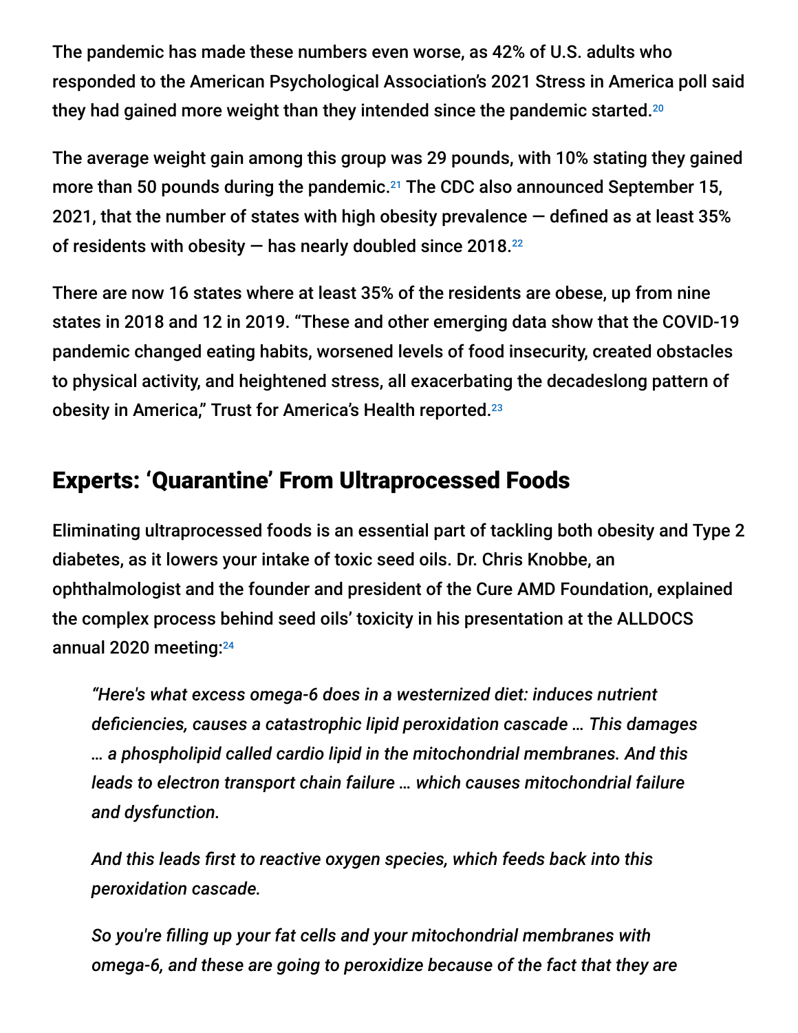The pandemic has made these numbers even worse, as 42% of U.S. adults who responded to the American Psychological Association's 2021 Stress in America poll said they had gained more weight than they intended since the pandemic started.[20]

The average weight gain among this group was 29 pounds, with 10% stating they gained more than 50 pounds during the pandemic.[21] The CDC also announced September 15, 2021, that the number of states with high obesity prevalence — defined as at least 35% of residents with obesity — has nearly doubled since 2018.[22]

There are now 16 states where at least 35% of the residents are obese, up from nine states in 2018 and 12 in 2019. "These and other emerging data show that the COVID-19 pandemic changed eating habits, worsened levels of food insecurity, created obstacles to physical activity, and heightened stress, all exacerbating the decadeslong pattern of obesity in America," Trust for America's Health reported.[23]

## Experts: 'Quarantine' From Ultraprocessed Foods

Eliminating ultraprocessed foods is an essential part of tackling both obesity and Type 2 diabetes, as it lowers your intake of toxic seed oils. Dr. Chris Knobbe, an ophthalmologist and the founder and president of the Cure AMD Foundation, explained the complex process behind seed oils' toxicity in his presentation at the ALLDOCS annual 2020 meeting:[24]

> *"Here's what excess omega-6 does in a westernized diet: induces nutrient deficiencies, causes a catastrophic lipid peroxidation cascade … This damages … a phospholipid called cardio lipid in the mitochondrial membranes. And this leads to electron transport chain failure … which causes mitochondrial failure and dysfunction.*
>
> *And this leads first to reactive oxygen species, which feeds back into this peroxidation cascade.*
>
> *So you're filling up your fat cells and your mitochondrial membranes with omega-6, and these are going to peroxidize because of the fact that they are*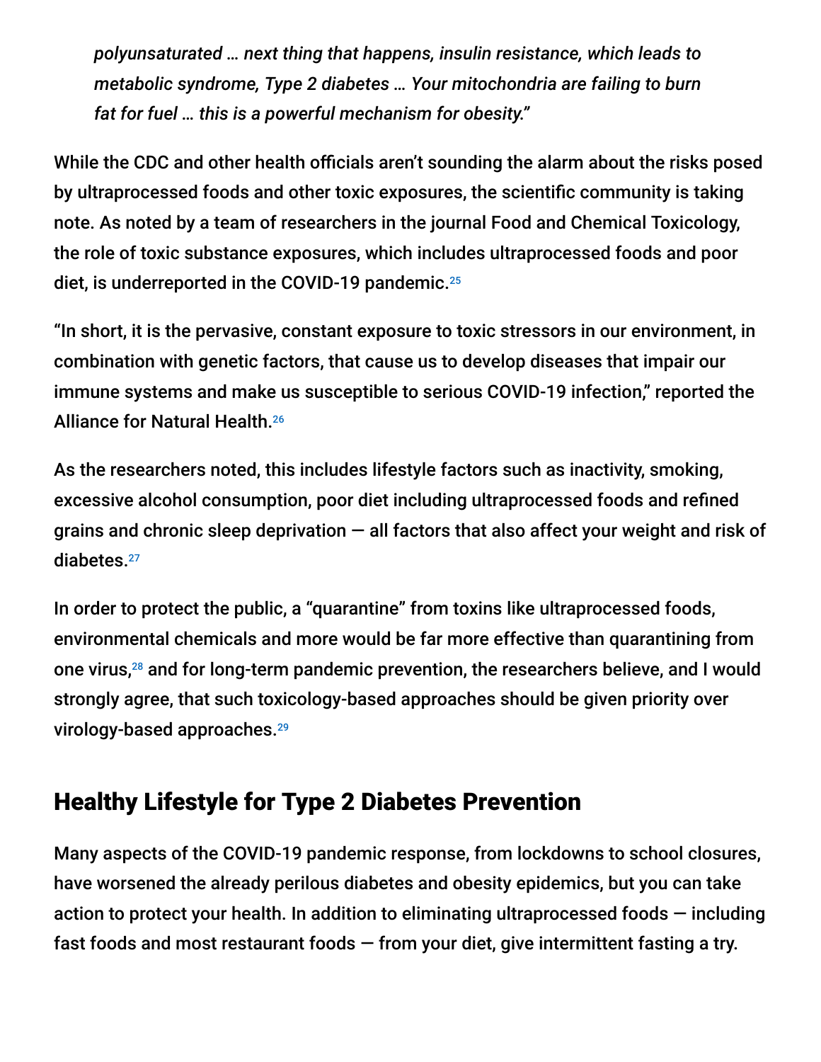> *polyunsaturated … next thing that happens, insulin resistance, which leads to metabolic syndrome, Type 2 diabetes … Your mitochondria are failing to burn fat for fuel … this is a powerful mechanism for obesity."*

While the CDC and other health officials aren't sounding the alarm about the risks posed by ultraprocessed foods and other toxic exposures, the scientific community is taking note. As noted by a team of researchers in the journal Food and Chemical Toxicology, the role of toxic substance exposures, which includes ultraprocessed foods and poor diet, is underreported in the COVID-19 pandemic.[25]

"In short, it is the pervasive, constant exposure to toxic stressors in our environment, in combination with genetic factors, that cause us to develop diseases that impair our immune systems and make us susceptible to serious COVID-19 infection," reported the Alliance for Natural Health.[26]

As the researchers noted, this includes lifestyle factors such as inactivity, smoking, excessive alcohol consumption, poor diet including ultraprocessed foods and refined grains and chronic sleep deprivation — all factors that also affect your weight and risk of diabetes.[27]

In order to protect the public, a "quarantine" from toxins like ultraprocessed foods, environmental chemicals and more would be far more effective than quarantining from one virus,[28] and for long-term pandemic prevention, the researchers believe, and I would strongly agree, that such toxicology-based approaches should be given priority over virology-based approaches.[29]

## Healthy Lifestyle for Type 2 Diabetes Prevention

Many aspects of the COVID-19 pandemic response, from lockdowns to school closures, have worsened the already perilous diabetes and obesity epidemics, but you can take action to protect your health. In addition to eliminating ultraprocessed foods — including fast foods and most restaurant foods — from your diet, give intermittent fasting a try.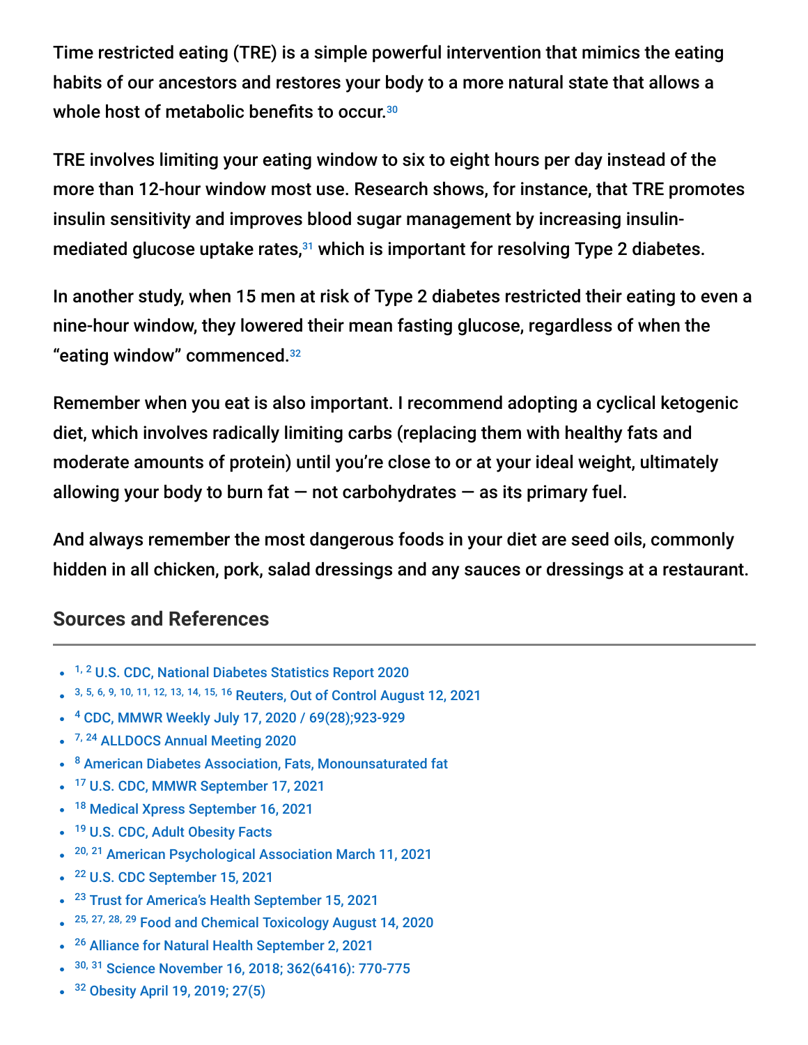Time restricted eating (TRE) is a simple powerful intervention that mimics the eating habits of our ancestors and restores your body to a more natural state that allows a whole host of metabolic benefits to occur.[30]

TRE involves limiting your eating window to six to eight hours per day instead of the more than 12-hour window most use. Research shows, for instance, that TRE promotes insulin sensitivity and improves blood sugar management by increasing insulin-mediated glucose uptake rates,[31] which is important for resolving Type 2 diabetes.

In another study, when 15 men at risk of Type 2 diabetes restricted their eating to even a nine-hour window, they lowered their mean fasting glucose, regardless of when the "eating window" commenced.[32]

Remember when you eat is also important. I recommend adopting a cyclical ketogenic diet, which involves radically limiting carbs (replacing them with healthy fats and moderate amounts of protein) until you're close to or at your ideal weight, ultimately allowing your body to burn fat — not carbohydrates — as its primary fuel.

And always remember the most dangerous foods in your diet are seed oils, commonly hidden in all chicken, pork, salad dressings and any sauces or dressings at a restaurant.

## Sources and References

- [1, 2] U.S. CDC, National Diabetes Statistics Report 2020
- [3, 5, 6, 9, 10, 11, 12, 13, 14, 15, 16] Reuters, Out of Control August 12, 2021
- [4] CDC, MMWR Weekly July 17, 2020 / 69(28);923-929
- [7, 24] ALLDOCS Annual Meeting 2020
- [8] American Diabetes Association, Fats, Monounsaturated fat
- [17] U.S. CDC, MMWR September 17, 2021
- [18] Medical Xpress September 16, 2021
- [19] U.S. CDC, Adult Obesity Facts
- [20, 21] American Psychological Association March 11, 2021
- [22] U.S. CDC September 15, 2021
- [23] Trust for America's Health September 15, 2021
- [25, 27, 28, 29] Food and Chemical Toxicology August 14, 2020
- [26] Alliance for Natural Health September 2, 2021
- [30, 31] Science November 16, 2018; 362(6416): 770-775
- [32] Obesity April 19, 2019; 27(5)